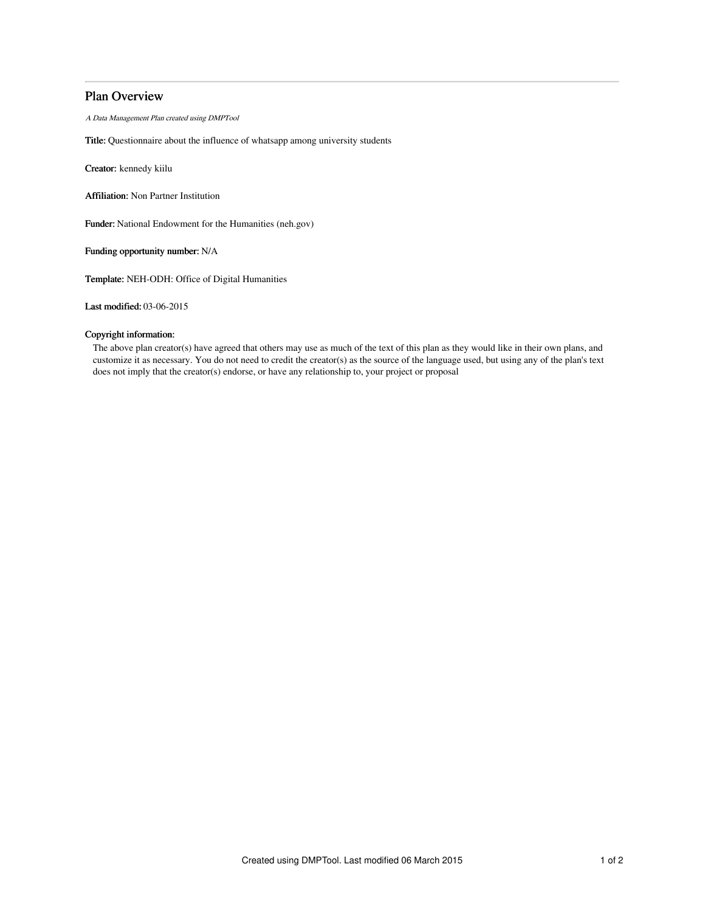## Plan Overview

*A Data Management Plan created using DMPTool*

**Title:** Questionnaire about the influence of whatsapp among university students

**Creator:** kennedy kiilu

**Affiliation:** Non Partner Institution

**Funder:** National Endowment for the Humanities (neh.gov)

**Funding opportunity number:** N/A

**Template:** NEH-ODH: Office of Digital Humanities

**Last modified:** 03-06-2015

**Copyright information:**

The above plan creator(s) have agreed that others may use as much of the text of this plan as they would like in their own plans, and customize it as necessary. You do not need to credit the creator(s) as the source of the language used, but using any of the plan's text does not imply that the creator(s) endorse, or have any relationship to, your project or proposal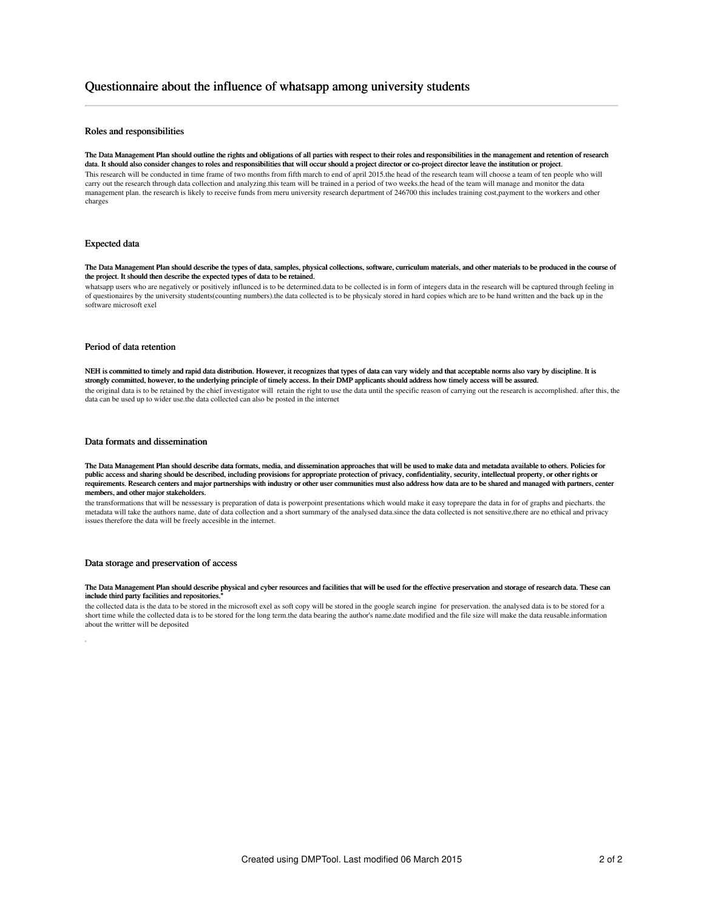# Questionnaire about the influence of whatsapp among university students

---

## Roles and responsibilities

**The Data Management Plan should outline the rights and obligations of all parties with respect to their roles and responsibilities in the management and retention of research data. It should also consider changes to roles and responsibilities that will occur should a project director or co-project director leave the institution or project.**

This research will be conducted in time frame of two months from fifth march to end of april 2015.the head of the research team will choose a team of ten people who will carry out the research through data collection and analyzing.this team will be trained in a period of two weeks.the head of the team will manage and monitor the data management plan. the research is likely to receive funds from meru university research department of 246700 this includes training cost,payment to the workers and other charges

## Expected data

**The Data Management Plan should describe the types of data, samples, physical collections, software, curriculum materials, and other materials to be produced in the course of the project. It should then describe the expected types of data to be retained.**

whatsapp users who are negatively or positively influnced is to be determined.data to be collected is in form of integers data in the research will be captured through feeling in of questionaires by the university students(counting numbers).the data collected is to be physicaly stored in hard copies which are to be hand written and the back up in the software microsoft exel

## Period of data retention

**NEH is committed to timely and rapid data distribution. However, it recognizes that types of data can vary widely and that acceptable norms also vary by discipline. It is strongly committed, however, to the underlying principle of timely access. In their DMP applicants should address how timely access will be assured.**

the original data is to be retained by the chief investigator will retain the right to use the data until the specific reason of carrying out the research is accomplished. after this, the data can be used up to wider use.the data collected can also be posted in the internet

## Data formats and dissemination

**The Data Management Plan should describe data formats, media, and dissemination approaches that will be used to make data and metadata available to others. Policies for public access and sharing should be described, including provisions for appropriate protection of privacy, confidentiality, security, intellectual property, or other rights or requirements. Research centers and major partnerships with industry or other user communities must also address how data are to be shared and managed with partners, center members, and other major stakeholders.**

the transformations that will be nessessary is preparation of data is powerpoint presentations which would make it easy toprepare the data in for of graphs and piecharts. the metadata will take the authors name, date of data collection and a short summary of the analysed data.since the data collected is not sensitive,there are no ethical and privacy issues therefore the data will be freely accesible in the internet.

## Data storage and preservation of access

**The Data Management Plan should describe physical and cyber resources and facilities that will be used for the effective preservation and storage of research data. These can include third party facilities and repositories."**

the collected data is the data to be stored in the microsoft exel as soft copy will be stored in the google search ingine for preservation. the analysed data is to be stored for a short time while the collected data is to be stored for the long term.the data bearing the author's name.date modified and the file size will make the data reusable.information about the writter will be deposited

Created using DMPTool. Last modified 06 March 2015